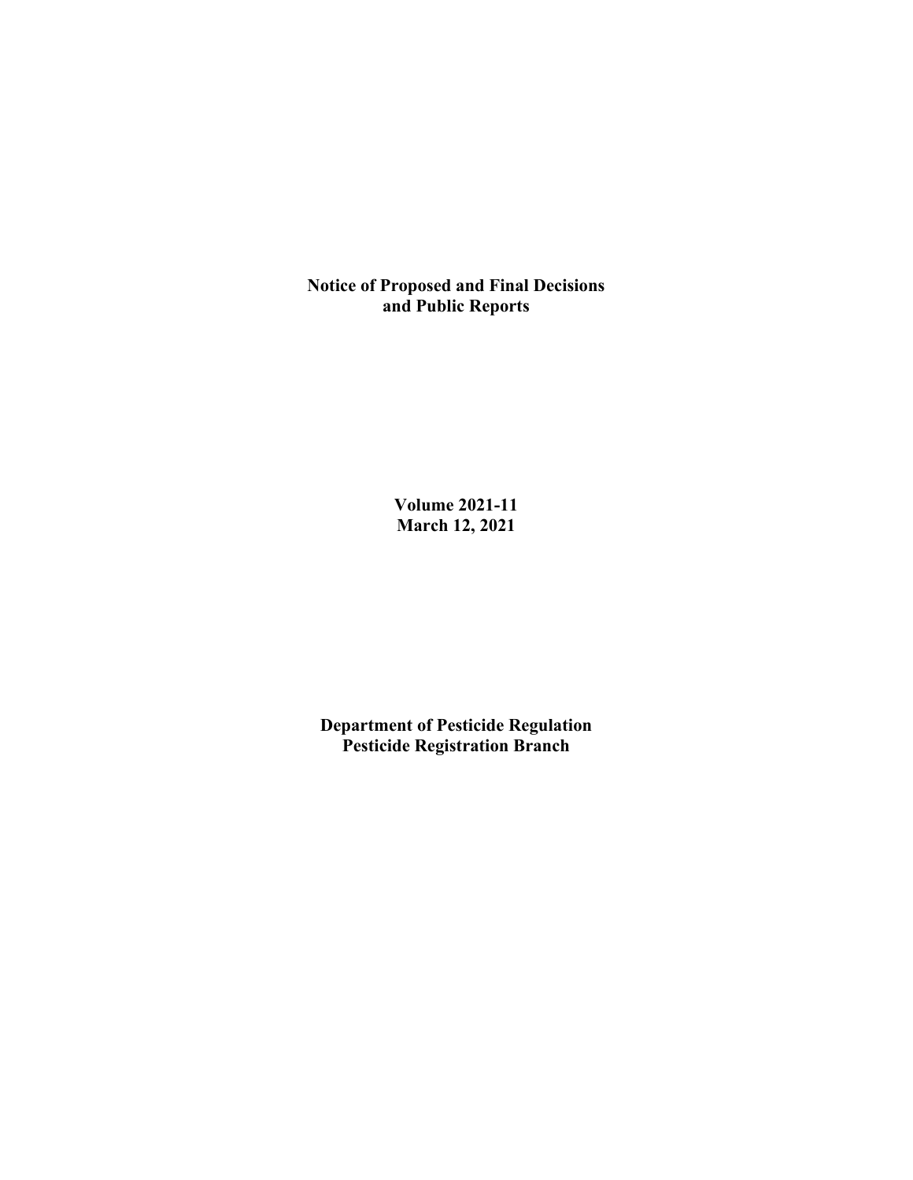# Notice of Proposed and Final Decisions and Public Reports

**Volume 2021-11**
**March 12, 2021**

**Department of Pesticide Regulation**
**Pesticide Registration Branch**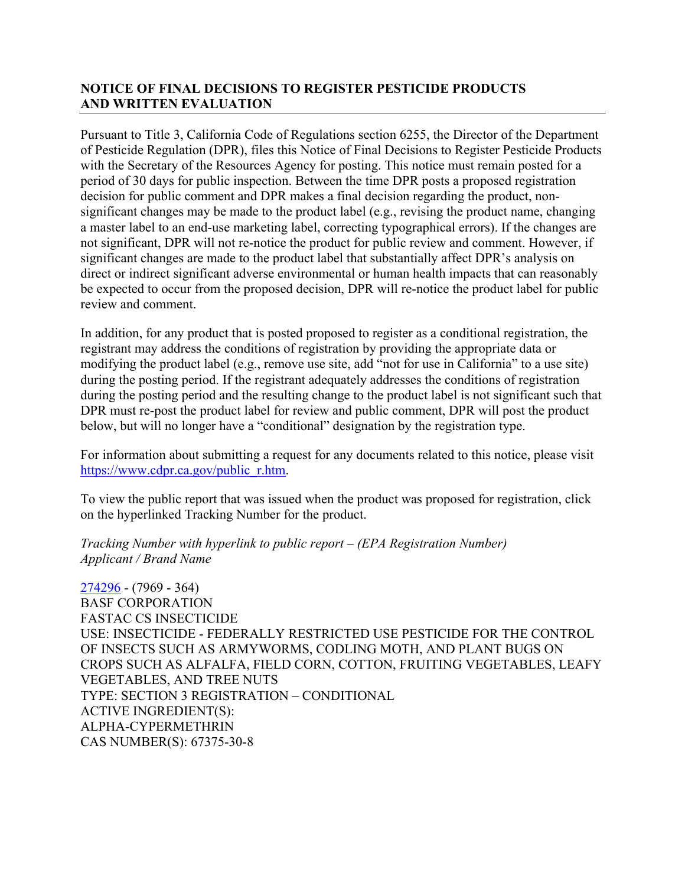## NOTICE OF FINAL DECISIONS TO REGISTER PESTICIDE PRODUCTS AND WRITTEN EVALUATION

Pursuant to Title 3, California Code of Regulations section 6255, the Director of the Department of Pesticide Regulation (DPR), files this Notice of Final Decisions to Register Pesticide Products with the Secretary of the Resources Agency for posting. This notice must remain posted for a period of 30 days for public inspection. Between the time DPR posts a proposed registration decision for public comment and DPR makes a final decision regarding the product, non-significant changes may be made to the product label (e.g., revising the product name, changing a master label to an end-use marketing label, correcting typographical errors). If the changes are not significant, DPR will not re-notice the product for public review and comment. However, if significant changes are made to the product label that substantially affect DPR's analysis on direct or indirect significant adverse environmental or human health impacts that can reasonably be expected to occur from the proposed decision, DPR will re-notice the product label for public review and comment.

In addition, for any product that is posted proposed to register as a conditional registration, the registrant may address the conditions of registration by providing the appropriate data or modifying the product label (e.g., remove use site, add "not for use in California" to a use site) during the posting period. If the registrant adequately addresses the conditions of registration during the posting period and the resulting change to the product label is not significant such that DPR must re-post the product label for review and public comment, DPR will post the product below, but will no longer have a "conditional" designation by the registration type.

For information about submitting a request for any documents related to this notice, please visit [https://www.cdpr.ca.gov/public_r.htm](https://www.cdpr.ca.gov/public_r.htm).

To view the public report that was issued when the product was proposed for registration, click on the hyperlinked Tracking Number for the product.

*Tracking Number with hyperlink to public report – (EPA Registration Number)*
*Applicant / Brand Name*

274296 - (7969 - 364)
BASF CORPORATION
FASTAC CS INSECTICIDE
USE: INSECTICIDE - FEDERALLY RESTRICTED USE PESTICIDE FOR THE CONTROL OF INSECTS SUCH AS ARMYWORMS, CODLING MOTH, AND PLANT BUGS ON CROPS SUCH AS ALFALFA, FIELD CORN, COTTON, FRUITING VEGETABLES, LEAFY VEGETABLES, AND TREE NUTS
TYPE: SECTION 3 REGISTRATION – CONDITIONAL
ACTIVE INGREDIENT(S):
ALPHA-CYPERMETHRIN
CAS NUMBER(S): 67375-30-8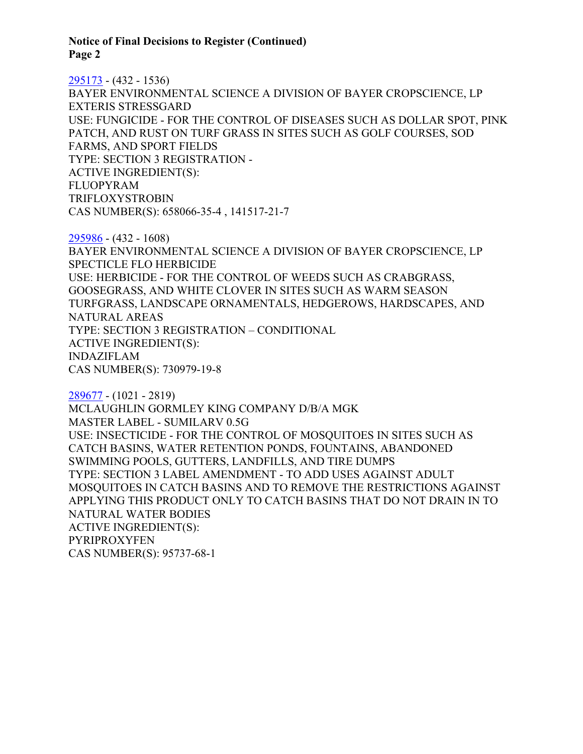295173 - (432 - 1536)
BAYER ENVIRONMENTAL SCIENCE A DIVISION OF BAYER CROPSCIENCE, LP
EXTERIS STRESSGARD
USE: FUNGICIDE - FOR THE CONTROL OF DISEASES SUCH AS DOLLAR SPOT, PINK PATCH, AND RUST ON TURF GRASS IN SITES SUCH AS GOLF COURSES, SOD FARMS, AND SPORT FIELDS
TYPE: SECTION 3 REGISTRATION -
ACTIVE INGREDIENT(S):
FLUOPYRAM
TRIFLOXYSTROBIN
CAS NUMBER(S): 658066-35-4 , 141517-21-7

295986 - (432 - 1608)
BAYER ENVIRONMENTAL SCIENCE A DIVISION OF BAYER CROPSCIENCE, LP
SPECTICLE FLO HERBICIDE
USE: HERBICIDE - FOR THE CONTROL OF WEEDS SUCH AS CRABGRASS, GOOSEGRASS, AND WHITE CLOVER IN SITES SUCH AS WARM SEASON TURFGRASS, LANDSCAPE ORNAMENTALS, HEDGEROWS, HARDSCAPES, AND NATURAL AREAS
TYPE: SECTION 3 REGISTRATION – CONDITIONAL
ACTIVE INGREDIENT(S):
INDAZIFLAM
CAS NUMBER(S): 730979-19-8

289677 - (1021 - 2819)
MCLAUGHLIN GORMLEY KING COMPANY D/B/A MGK
MASTER LABEL - SUMILARV 0.5G
USE: INSECTICIDE - FOR THE CONTROL OF MOSQUITOES IN SITES SUCH AS CATCH BASINS, WATER RETENTION PONDS, FOUNTAINS, ABANDONED SWIMMING POOLS, GUTTERS, LANDFILLS, AND TIRE DUMPS
TYPE: SECTION 3 LABEL AMENDMENT - TO ADD USES AGAINST ADULT MOSQUITOES IN CATCH BASINS AND TO REMOVE THE RESTRICTIONS AGAINST APPLYING THIS PRODUCT ONLY TO CATCH BASINS THAT DO NOT DRAIN IN TO NATURAL WATER BODIES
ACTIVE INGREDIENT(S):
PYRIPROXYFEN
CAS NUMBER(S): 95737-68-1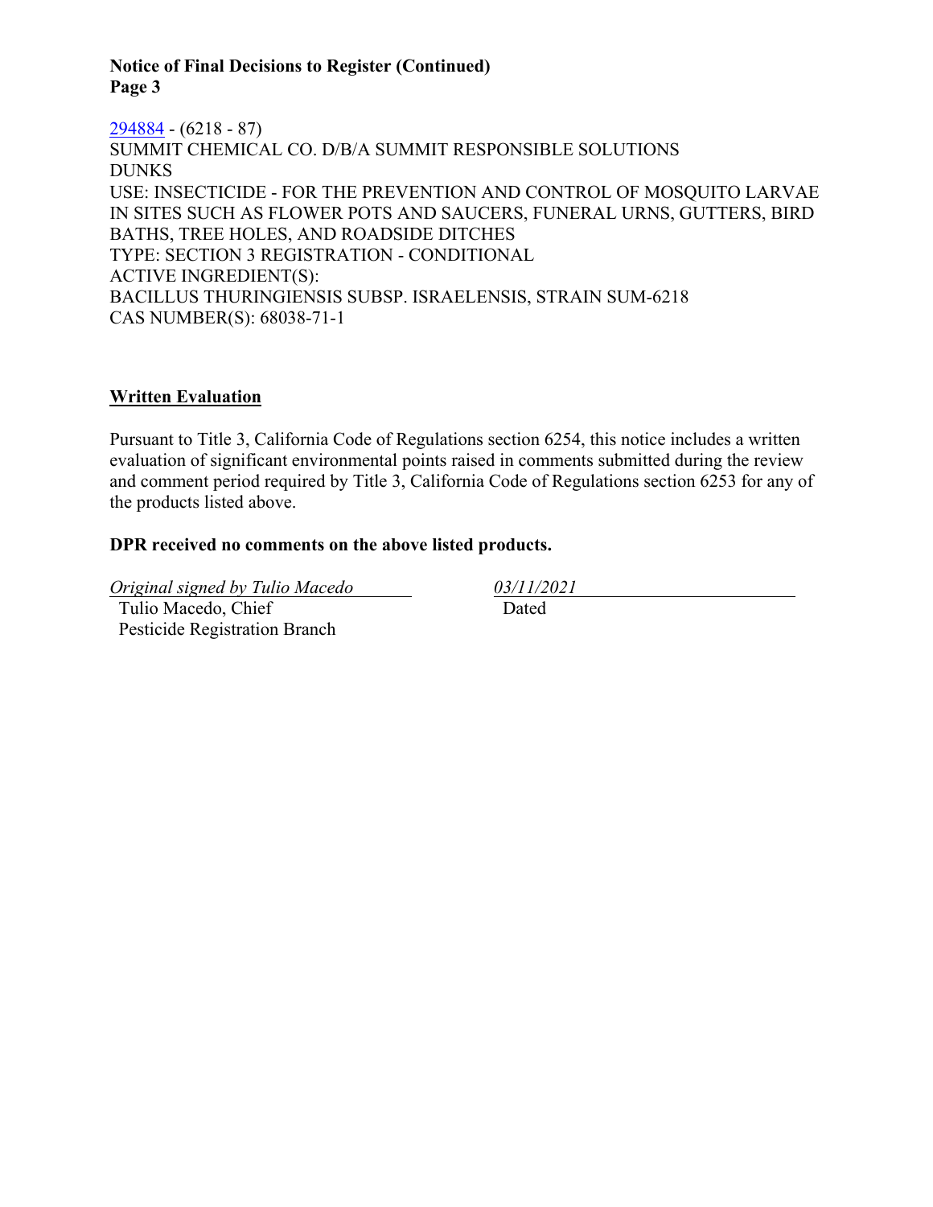294884 - (6218 - 87)
SUMMIT CHEMICAL CO. D/B/A SUMMIT RESPONSIBLE SOLUTIONS
DUNKS
USE: INSECTICIDE - FOR THE PREVENTION AND CONTROL OF MOSQUITO LARVAE IN SITES SUCH AS FLOWER POTS AND SAUCERS, FUNERAL URNS, GUTTERS, BIRD BATHS, TREE HOLES, AND ROADSIDE DITCHES
TYPE: SECTION 3 REGISTRATION - CONDITIONAL
ACTIVE INGREDIENT(S):
BACILLUS THURINGIENSIS SUBSP. ISRAELENSIS, STRAIN SUM-6218
CAS NUMBER(S): 68038-71-1

## Written Evaluation

Pursuant to Title 3, California Code of Regulations section 6254, this notice includes a written evaluation of significant environmental points raised in comments submitted during the review and comment period required by Title 3, California Code of Regulations section 6253 for any of the products listed above.

**DPR received no comments on the above listed products.**

*Original signed by Tulio Macedo*
Tulio Macedo, Chief
Pesticide Registration Branch

*03/11/2021*
Dated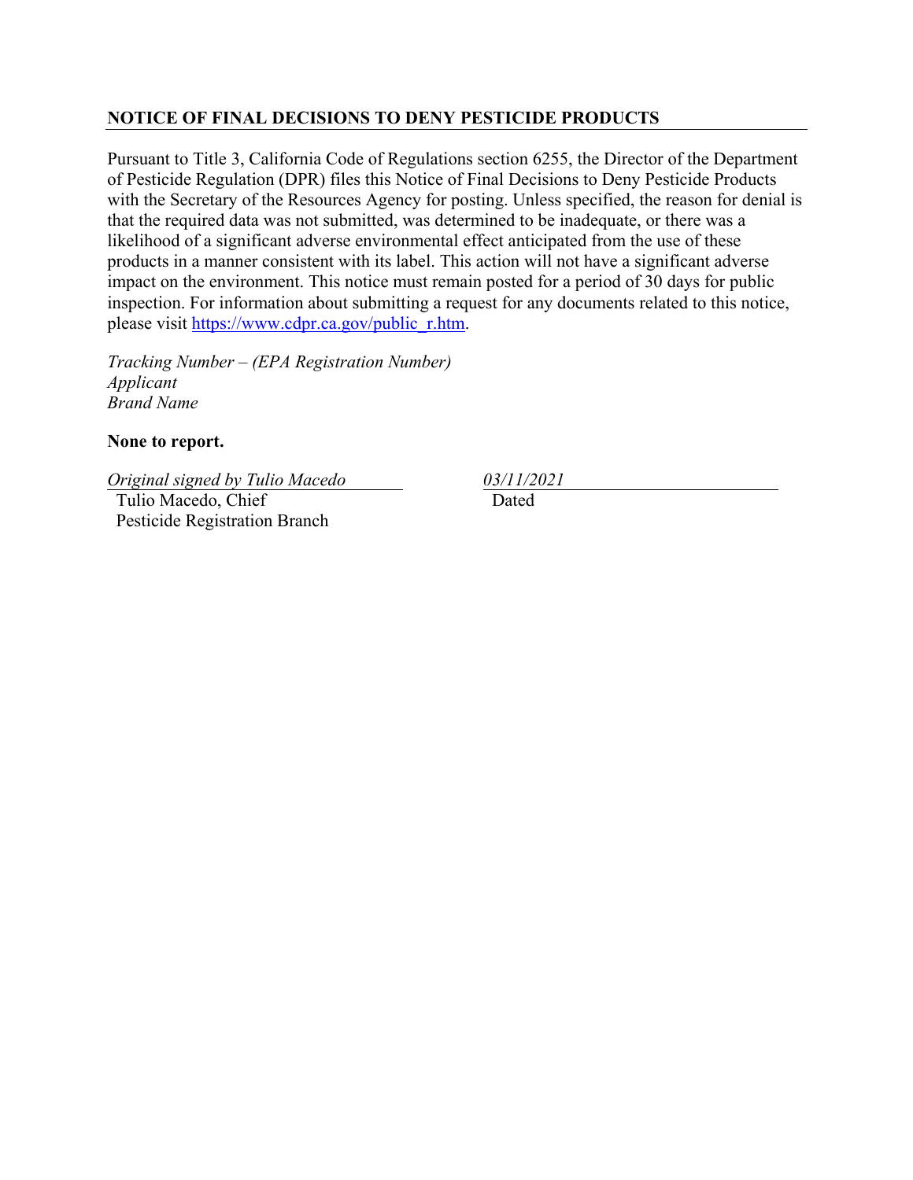## NOTICE OF FINAL DECISIONS TO DENY PESTICIDE PRODUCTS

Pursuant to Title 3, California Code of Regulations section 6255, the Director of the Department of Pesticide Regulation (DPR) files this Notice of Final Decisions to Deny Pesticide Products with the Secretary of the Resources Agency for posting. Unless specified, the reason for denial is that the required data was not submitted, was determined to be inadequate, or there was a likelihood of a significant adverse environmental effect anticipated from the use of these products in a manner consistent with its label. This action will not have a significant adverse impact on the environment. This notice must remain posted for a period of 30 days for public inspection. For information about submitting a request for any documents related to this notice, please visit https://www.cdpr.ca.gov/public_r.htm.

*Tracking Number – (EPA Registration Number)*
*Applicant*
*Brand Name*

**None to report.**

*Original signed by Tulio Macedo*
Tulio Macedo, Chief
Pesticide Registration Branch

*03/11/2021*
Dated